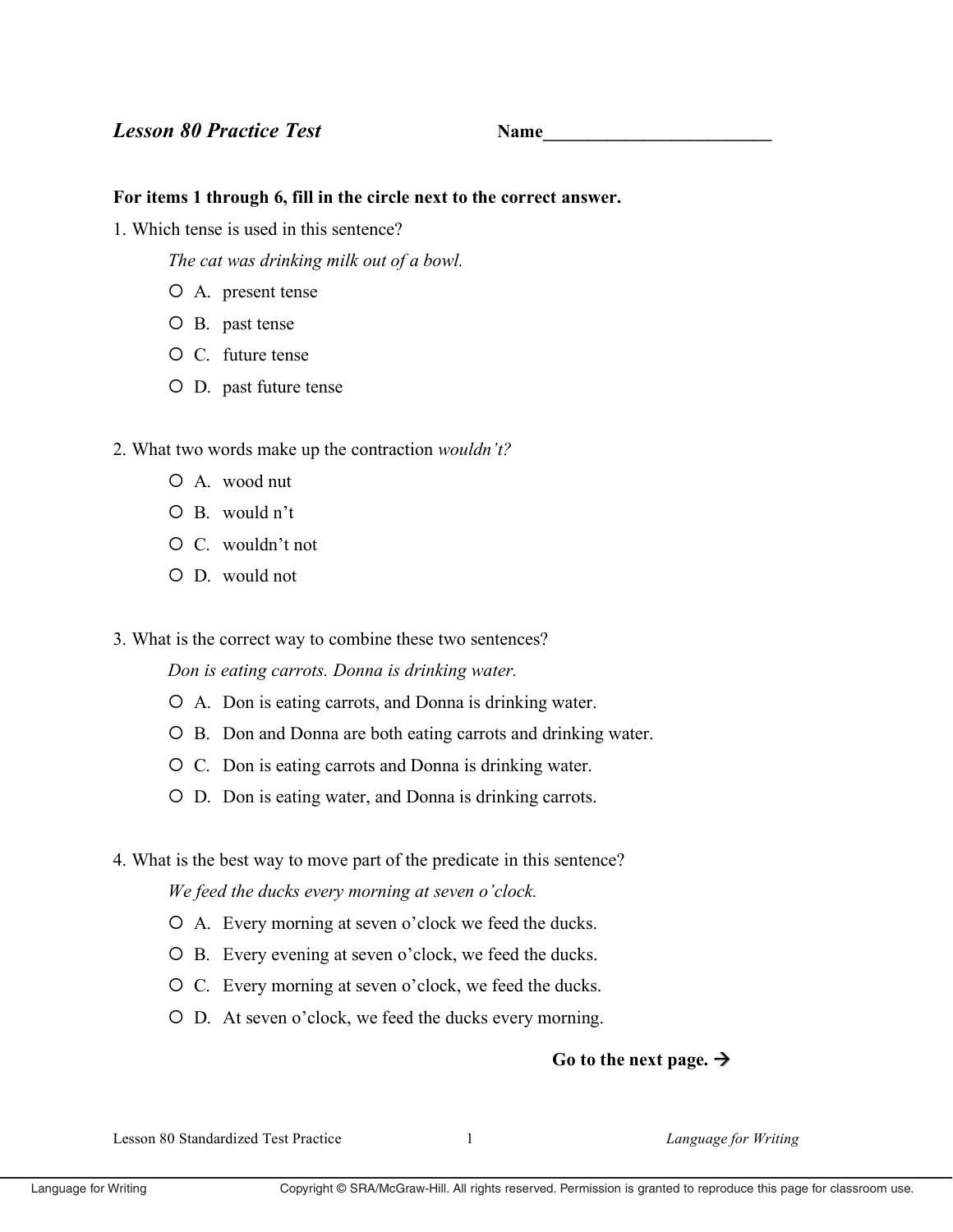## *Lesson 80 Practice Test* **Name_________________________**

**For items 1 through 6, fill in the circle next to the correct answer.**

1. Which tense is used in this sentence?

   *The cat was drinking milk out of a bowl.*

   - ○ A. present tense
   - ○ B. past tense
   - ○ C. future tense
   - ○ D. past future tense

2. What two words make up the contraction *wouldn't?*

   - ○ A. wood nut
   - ○ B. would n't
   - ○ C. wouldn't not
   - ○ D. would not

3. What is the correct way to combine these two sentences?

   *Don is eating carrots. Donna is drinking water.*

   - ○ A. Don is eating carrots, and Donna is drinking water.
   - ○ B. Don and Donna are both eating carrots and drinking water.
   - ○ C. Don is eating carrots and Donna is drinking water.
   - ○ D. Don is eating water, and Donna is drinking carrots.

4. What is the best way to move part of the predicate in this sentence?

   *We feed the ducks every morning at seven o'clock.*

   - ○ A. Every morning at seven o'clock we feed the ducks.
   - ○ B. Every evening at seven o'clock, we feed the ducks.
   - ○ C. Every morning at seven o'clock, we feed the ducks.
   - ○ D. At seven o'clock, we feed the ducks every morning.

**Go to the next page. →**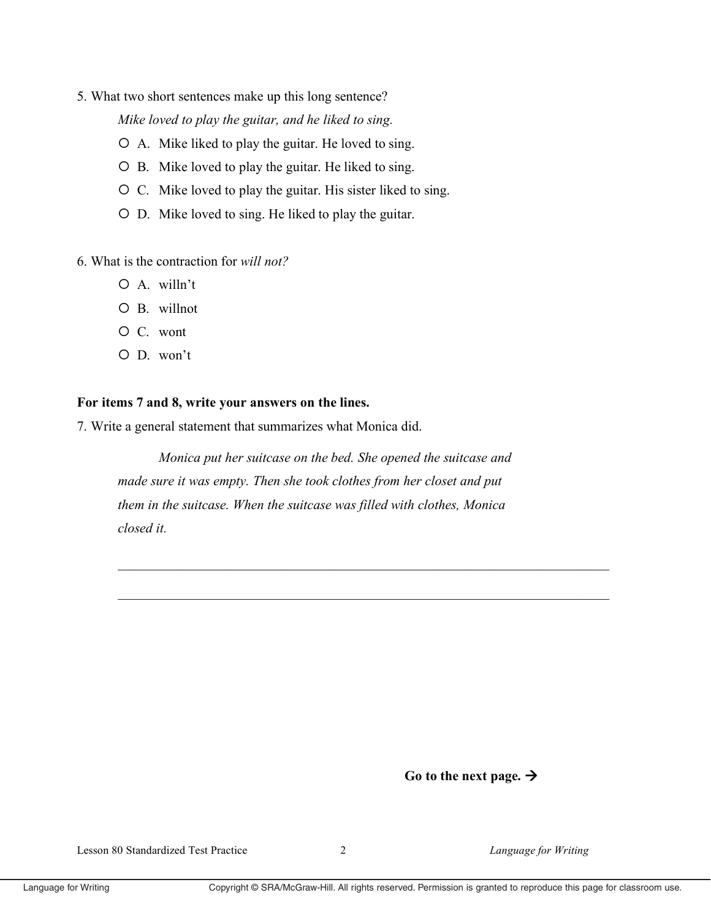5. What two short sentences make up this long sentence?

*Mike loved to play the guitar, and he liked to sing.*

- ○ A. Mike liked to play the guitar. He loved to sing.
- ○ B. Mike loved to play the guitar. He liked to sing.
- ○ C. Mike loved to play the guitar. His sister liked to sing.
- ○ D. Mike loved to sing. He liked to play the guitar.

6. What is the contraction for *will not?*

- ○ A. willn't
- ○ B. willnot
- ○ C. wont
- ○ D. won't

**For items 7 and 8, write your answers on the lines.**

7. Write a general statement that summarizes what Monica did.

*Monica put her suitcase on the bed. She opened the suitcase and made sure it was empty. Then she took clothes from her closet and put them in the suitcase. When the suitcase was filled with clothes, Monica closed it.*

\_\_\_\_\_\_\_\_\_\_\_\_\_\_\_\_\_\_\_\_\_\_\_\_\_\_\_\_\_\_\_\_\_\_\_\_\_\_\_\_\_\_\_\_\_\_\_\_\_\_\_\_\_\_\_\_\_\_\_\_\_\_\_\_\_\_\_\_\_\_

\_\_\_\_\_\_\_\_\_\_\_\_\_\_\_\_\_\_\_\_\_\_\_\_\_\_\_\_\_\_\_\_\_\_\_\_\_\_\_\_\_\_\_\_\_\_\_\_\_\_\_\_\_\_\_\_\_\_\_\_\_\_\_\_\_\_\_\_\_\_

**Go to the next page. →**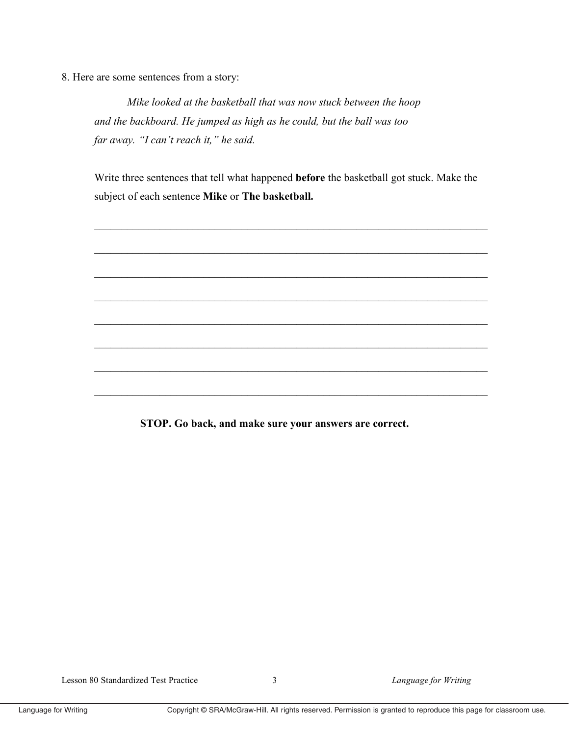8. Here are some sentences from a story:

> *Mike looked at the basketball that was now stuck between the hoop and the backboard. He jumped as high as he could, but the ball was too far away. "I can't reach it," he said.*

Write three sentences that tell what happened **before** the basketball got stuck. Make the subject of each sentence **Mike** or **The basketball.**

_____________________________________________________________________________

_____________________________________________________________________________

_____________________________________________________________________________

_____________________________________________________________________________

_____________________________________________________________________________

_____________________________________________________________________________

_____________________________________________________________________________

_____________________________________________________________________________

**STOP. Go back, and make sure your answers are correct.**